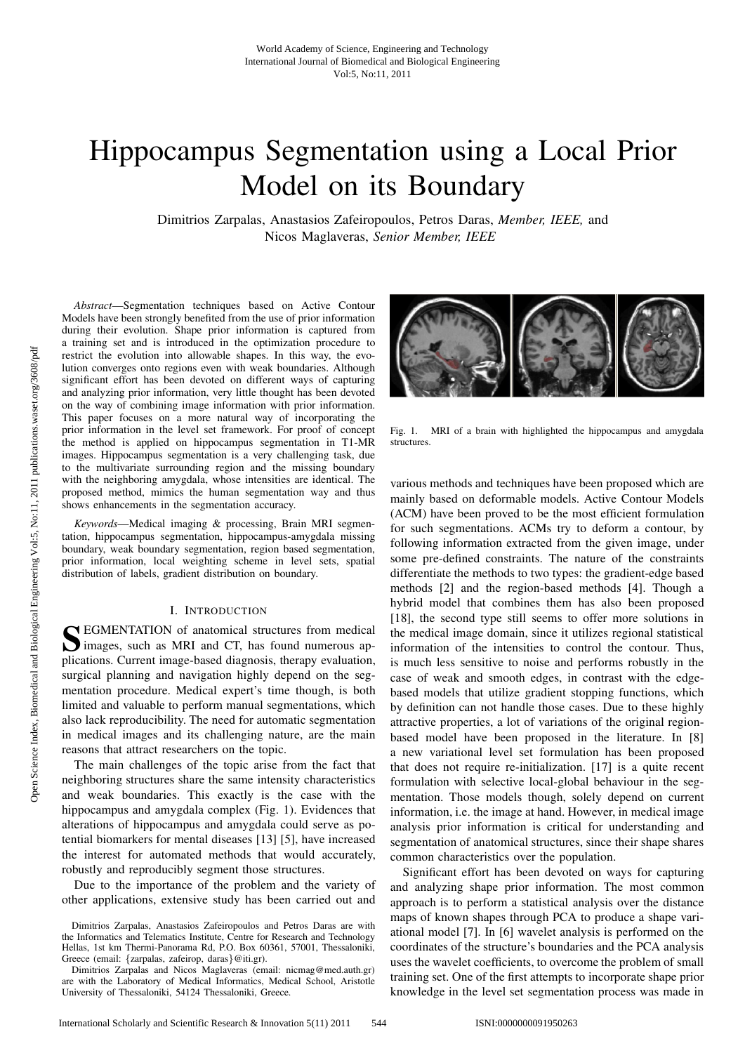# Hippocampus Segmentation using a Local Prior Model on its Boundary

Dimitrios Zarpalas, Anastasios Zafeiropoulos, Petros Daras, *Member, IEEE,* and Nicos Maglaveras, *Senior Member, IEEE*

*Abstract*—Segmentation techniques based on Active Contour Models have been strongly benefited from the use of prior information during their evolution. Shape prior information is captured from a training set and is introduced in the optimization procedure to restrict the evolution into allowable shapes. In this way, the evolution converges onto regions even with weak boundaries. Although significant effort has been devoted on different ways of capturing and analyzing prior information, very little thought has been devoted on the way of combining image information with prior information. This paper focuses on a more natural way of incorporating the prior information in the level set framework. For proof of concept the method is applied on hippocampus segmentation in T1-MR images. Hippocampus segmentation is a very challenging task, due to the multivariate surrounding region and the missing boundary with the neighboring amygdala, whose intensities are identical. The proposed method, mimics the human segmentation way and thus shows enhancements in the segmentation accuracy.

*Keywords*—Medical imaging & processing, Brain MRI segmentation, hippocampus segmentation, hippocampus-amygdala missing boundary, weak boundary segmentation, region based segmentation, prior information, local weighting scheme in level sets, spatial distribution of labels, gradient distribution on boundary.

## I. Introduction

Segmentation of anatomical structures from medical images, such as MRI and CT, has found numerous applications. Current image-based diagnosis, therapy evaluation, surgical planning and navigation highly depend on the segmentation procedure. Medical expert's time though, is both limited and valuable to perform manual segmentations, which also lack reproducibility. The need for automatic segmentation in medical images and its challenging nature, are the main reasons that attract researchers on the topic.

The main challenges of the topic arise from the fact that neighboring structures share the same intensity characteristics and weak boundaries. This exactly is the case with the hippocampus and amygdala complex (Fig. 1). Evidences that alterations of hippocampus and amygdala could serve as potential biomarkers for mental diseases [13] [5], have increased the interest for automated methods that would accurately, robustly and reproducibly segment those structures.

Due to the importance of the problem and the variety of other applications, extensive study has been carried out and various methods and techniques have been proposed which are mainly based on deformable models. Active Contour Models (ACM) have been proved to be the most efficient formulation for such segmentations. ACMs try to deform a contour, by following information extracted from the given image, under some pre-defined constraints. The nature of the constraints differentiate the methods to two types: the gradient-edge based methods [2] and the region-based methods [4]. Though a hybrid model that combines them has also been proposed [18], the second type still seems to offer more solutions in the medical image domain, since it utilizes regional statistical information of the intensities to control the contour. Thus, is much less sensitive to noise and performs robustly in the case of weak and smooth edges, in contrast with the edge-based models that utilize gradient stopping functions, which by definition can not handle those cases. Due to these highly attractive properties, a lot of variations of the original region-based model have been proposed in the literature. In [8] a new variational level set formulation has been proposed that does not require re-initialization. [17] is a quite recent formulation with selective local-global behaviour in the segmentation. Those models though, solely depend on current information, i.e. the image at hand. However, in medical image analysis prior information is critical for understanding and segmentation of anatomical structures, since their shape shares common characteristics over the population.

Significant effort has been devoted on ways for capturing and analyzing shape prior information. The most common approach is to perform a statistical analysis over the distance maps of known shapes through PCA to produce a shape variational model [7]. In [6] wavelet analysis is performed on the coordinates of the structure's boundaries and the PCA analysis uses the wavelet coefficients, to overcome the problem of small training set. One of the first attempts to incorporate shape prior knowledge in the level set segmentation process was made in

Fig. 1. MRI of a brain with highlighted the hippocampus and amygdala structures.

Dimitrios Zarpalas, Anastasios Zafeiropoulos and Petros Daras are with the Informatics and Telematics Institute, Centre for Research and Technology Hellas, 1st km Thermi-Panorama Rd, P.O. Box 60361, 57001, Thessaloniki, Greece (email: {zarpalas, zafeirop, daras}@iti.gr).

Dimitrios Zarpalas and Nicos Maglaveras (email: nicmag@med.auth.gr) are with the Laboratory of Medical Informatics, Medical School, Aristotle University of Thessaloniki, 54124 Thessaloniki, Greece.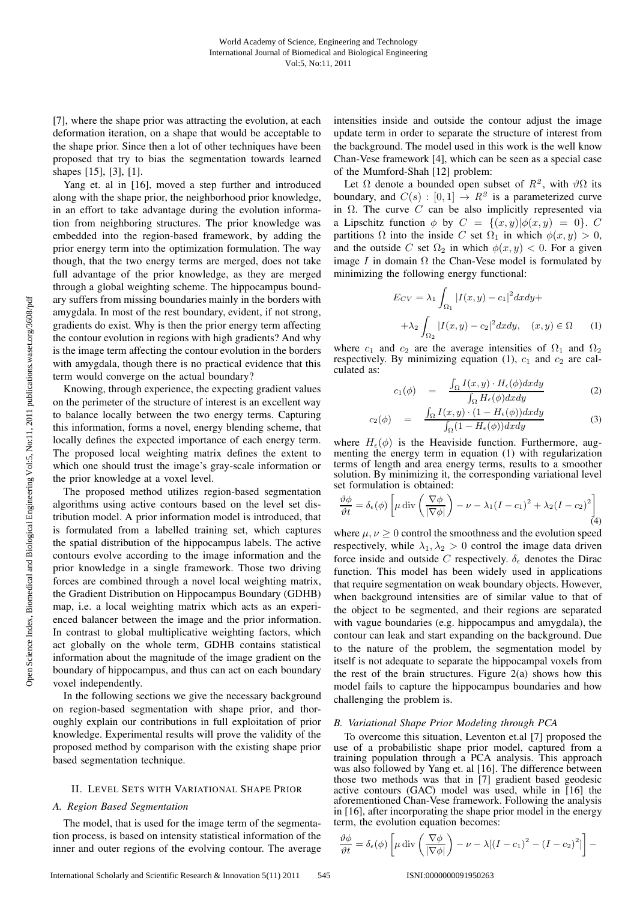[7], where the shape prior was attracting the evolution, at each deformation iteration, on a shape that would be acceptable to the shape prior. Since then a lot of other techniques have been proposed that try to bias the segmentation towards learned shapes [15], [3], [1].

Yang et. al in [16], moved a step further and introduced along with the shape prior, the neighborhood prior knowledge, in an effort to take advantage during the evolution information from neighboring structures. The prior knowledge was embedded into the region-based framework, by adding the prior energy term into the optimization formulation. The way though, that the two energy terms are merged, does not take full advantage of the prior knowledge, as they are merged through a global weighting scheme. The hippocampus boundary suffers from missing boundaries mainly in the borders with amygdala. In most of the rest boundary, evident, if not strong, gradients do exist. Why is then the prior energy term affecting the contour evolution in regions with high gradients? And why is the image term affecting the contour evolution in the borders with amygdala, though there is no practical evidence that this term would converge on the actual boundary?

Knowing, through experience, the expecting gradient values on the perimeter of the structure of interest is an excellent way to balance locally between the two energy terms. Capturing this information, forms a novel, energy blending scheme, that locally defines the expected importance of each energy term. The proposed local weighting matrix defines the extent to which one should trust the image's gray-scale information or the prior knowledge at a voxel level.

The proposed method utilizes region-based segmentation algorithms using active contours based on the level set distribution model. A prior information model is introduced, that is formulated from a labelled training set, which captures the spatial distribution of the hippocampus labels. The active contours evolve according to the image information and the prior knowledge in a single framework. Those two driving forces are combined through a novel local weighting matrix, the Gradient Distribution on Hippocampus Boundary (GDHB) map, i.e. a local weighting matrix which acts as an experienced balancer between the image and the prior information. In contrast to global multiplicative weighting factors, which act globally on the whole term, GDHB contains statistical information about the magnitude of the image gradient on the boundary of hippocampus, and thus can act on each boundary voxel independently.

In the following sections we give the necessary background on region-based segmentation with shape prior, and thoroughly explain our contributions in full exploitation of prior knowledge. Experimental results will prove the validity of the proposed method by comparison with the existing shape prior based segmentation technique.

## II. Level Sets with Variational Shape Prior

### A. Region Based Segmentation

The model, that is used for the image term of the segmentation process, is based on intensity statistical information of the inner and outer regions of the evolving contour. The average intensities inside and outside the contour adjust the image update term in order to separate the structure of interest from the background. The model used in this work is the well know Chan-Vese framework [4], which can be seen as a special case of the Mumford-Shah [12] problem:

Let $\Omega$ denote a bounded open subset of $R^2$, with $\vartheta\Omega$ its boundary, and $C(s) : [0,1] \rightarrow R^2$ is a parameterized curve in $\Omega$. The curve $C$ can be also implicitly represented via a Lipschitz function $\phi$ by $C = \{(x,y)|\phi(x,y) = 0\}$. $C$ partitions $\Omega$ into the inside $C$ set $\Omega_1$ in which $\phi(x,y) > 0$, and the outside $C$ set $\Omega_2$ in which $\phi(x,y) < 0$. For a given image $I$ in domain $\Omega$ the Chan-Vese model is formulated by minimizing the following energy functional:

$$E_{CV} = \lambda_1 \int_{\Omega_1} |I(x,y) - c_1|^2 dxdy + \\ + \lambda_2 \int_{\Omega_2} |I(x,y) - c_2|^2 dxdy, \quad (x,y) \in \Omega \tag{1}$$

where $c_1$ and $c_2$ are the average intensities of $\Omega_1$ and $\Omega_2$ respectively. By minimizing equation (1), $c_1$ and $c_2$ are calculated as:

$$c_1(\phi) = \frac{\int_\Omega I(x,y) \cdot H_\epsilon(\phi) dxdy}{\int_\Omega H_\epsilon(\phi) dxdy} \tag{2}$$

$$c_2(\phi) = \frac{\int_\Omega I(x,y) \cdot (1 - H_\epsilon(\phi)) dxdy}{\int_\Omega (1 - H_\epsilon(\phi)) dxdy} \tag{3}$$

where $H_\epsilon(\phi)$ is the Heaviside function. Furthermore, augmenting the energy term in equation (1) with regularization terms of length and area energy terms, results to a smoother solution. By minimizing it, the corresponding variational level set formulation is obtained:

$$\frac{\vartheta\phi}{\vartheta t} = \delta_\epsilon(\phi) \left[ \mu \operatorname{div}\left(\frac{\nabla\phi}{|\nabla\phi|}\right) - \nu - \lambda_1 (I - c_1)^2 + \lambda_2 (I - c_2)^2 \right] \tag{4}$$

where $\mu, \nu \geq 0$ control the smoothness and the evolution speed respectively, while $\lambda_1, \lambda_2 > 0$ control the image data driven force inside and outside $C$ respectively. $\delta_\epsilon$ denotes the Dirac function. This model has been widely used in applications that require segmentation on weak boundary objects. However, when background intensities are of similar value to that of the object to be segmented, and their regions are separated with vague boundaries (e.g. hippocampus and amygdala), the contour can leak and start expanding on the background. Due to the nature of the problem, the segmentation model by itself is not adequate to separate the hippocampal voxels from the rest of the brain structures. Figure 2(a) shows how this model fails to capture the hippocampus boundaries and how challenging the problem is.

### B. Variational Shape Prior Modeling through PCA

To overcome this situation, Leventon et.al [7] proposed the use of a probabilistic shape prior model, captured from a training population through a PCA analysis. This approach was also followed by Yang et. al [16]. The difference between those two methods was that in [7] gradient based geodesic active contours (GAC) model was used, while in [16] the aforementioned Chan-Vese framework. Following the analysis in [16], after incorporating the shape prior model in the energy term, the evolution equation becomes:

$$\frac{\vartheta\phi}{\vartheta t} = \delta_\epsilon(\phi) \left[ \mu \operatorname{div}\left(\frac{\nabla\phi}{|\nabla\phi|}\right) - \nu - \lambda[(I - c_1)^2 - (I - c_2)^2] \right] -$$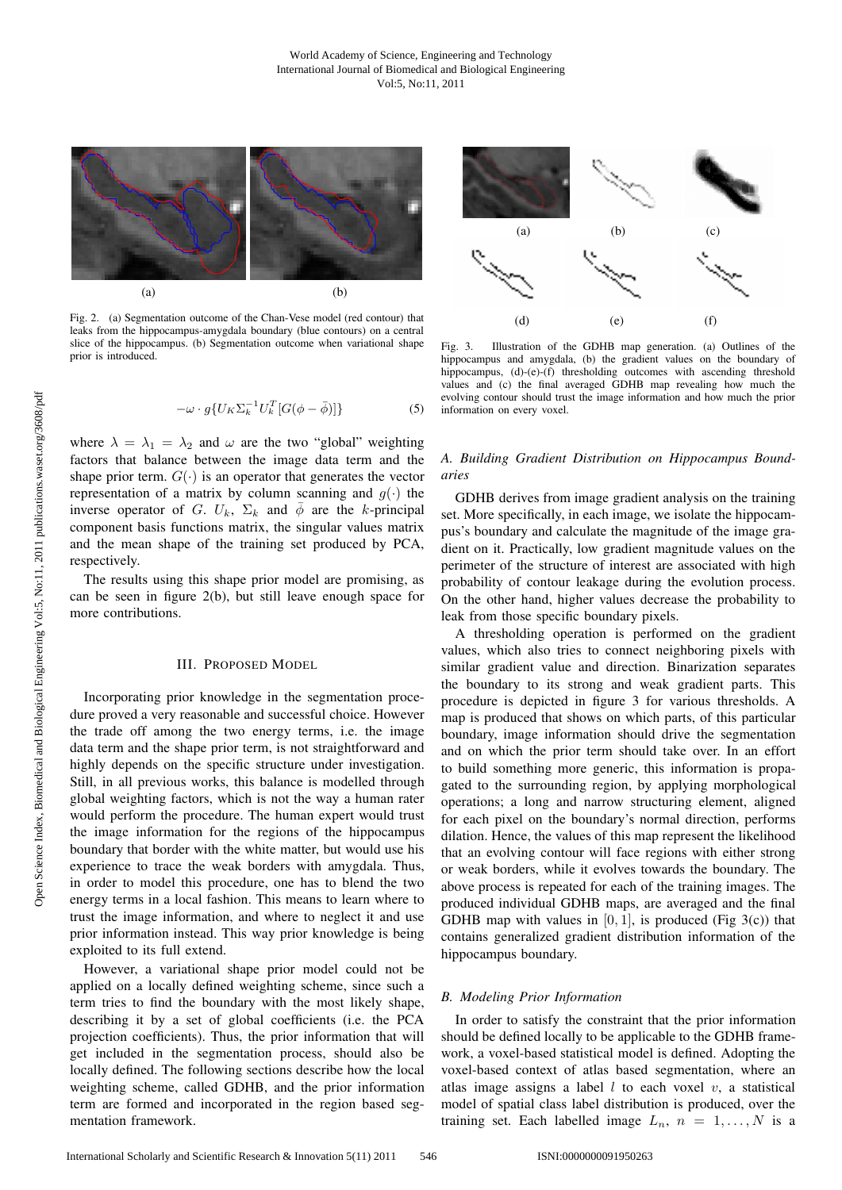Fig. 2. (a) Segmentation outcome of the Chan-Vese model (red contour) that leaks from the hippocampus-amygdala boundary (blue contours) on a central slice of the hippocampus. (b) Segmentation outcome when variational shape prior is introduced.

$$-\omega \cdot g\{U_K \Sigma_k^{-1} U_k^T [G(\phi - \bar{\phi})]\} \tag{5}$$

where $\lambda = \lambda_1 = \lambda_2$ and $\omega$ are the two "global" weighting factors that balance between the image data term and the shape prior term. $G(\cdot)$ is an operator that generates the vector representation of a matrix by column scanning and $g(\cdot)$ the inverse operator of $G$. $U_k$, $\Sigma_k$ and $\bar{\phi}$ are the $k$-principal component basis functions matrix, the singular values matrix and the mean shape of the training set produced by PCA, respectively.

The results using this shape prior model are promising, as can be seen in figure 2(b), but still leave enough space for more contributions.

## III. Proposed Model

Incorporating prior knowledge in the segmentation procedure proved a very reasonable and successful choice. However the trade off among the two energy terms, i.e. the image data term and the shape prior term, is not straightforward and highly depends on the specific structure under investigation. Still, in all previous works, this balance is modelled through global weighting factors, which is not the way a human rater would perform the procedure. The human expert would trust the image information for the regions of the hippocampus boundary that border with the white matter, but would use his experience to trace the weak borders with amygdala. Thus, in order to model this procedure, one has to blend the two energy terms in a local fashion. This means to learn where to trust the image information, and where to neglect it and use prior information instead. This way prior knowledge is being exploited to its full extend.

However, a variational shape prior model could not be applied on a locally defined weighting scheme, since such a term tries to find the boundary with the most likely shape, describing it by a set of global coefficients (i.e. the PCA projection coefficients). Thus, the prior information that will get included in the segmentation process, should also be locally defined. The following sections describe how the local weighting scheme, called GDHB, and the prior information term are formed and incorporated in the region based segmentation framework.

Fig. 3. Illustration of the GDHB map generation. (a) Outlines of the hippocampus and amygdala, (b) the gradient values on the boundary of hippocampus, (d)-(e)-(f) thresholding outcomes with ascending threshold values and (c) the final averaged GDHB map revealing how much the evolving contour should trust the image information and how much the prior information on every voxel.

### *A. Building Gradient Distribution on Hippocampus Boundaries*

GDHB derives from image gradient analysis on the training set. More specifically, in each image, we isolate the hippocampus's boundary and calculate the magnitude of the image gradient on it. Practically, low gradient magnitude values on the perimeter of the structure of interest are associated with high probability of contour leakage during the evolution process. On the other hand, higher values decrease the probability to leak from those specific boundary pixels.

A thresholding operation is performed on the gradient values, which also tries to connect neighboring pixels with similar gradient value and direction. Binarization separates the boundary to its strong and weak gradient parts. This procedure is depicted in figure 3 for various thresholds. A map is produced that shows on which parts, of this particular boundary, image information should drive the segmentation and on which the prior term should take over. In an effort to build something more generic, this information is propagated to the surrounding region, by applying morphological operations; a long and narrow structuring element, aligned for each pixel on the boundary's normal direction, performs dilation. Hence, the values of this map represent the likelihood that an evolving contour will face regions with either strong or weak borders, while it evolves towards the boundary. The above process is repeated for each of the training images. The produced individual GDHB maps, are averaged and the final GDHB map with values in $[0, 1]$, is produced (Fig 3(c)) that contains generalized gradient distribution information of the hippocampus boundary.

### *B. Modeling Prior Information*

In order to satisfy the constraint that the prior information should be defined locally to be applicable to the GDHB framework, a voxel-based statistical model is defined. Adopting the voxel-based context of atlas based segmentation, where an atlas image assigns a label $l$ to each voxel $v$, a statistical model of spatial class label distribution is produced, over the training set. Each labelled image $L_n$, $n = 1, \ldots, N$ is a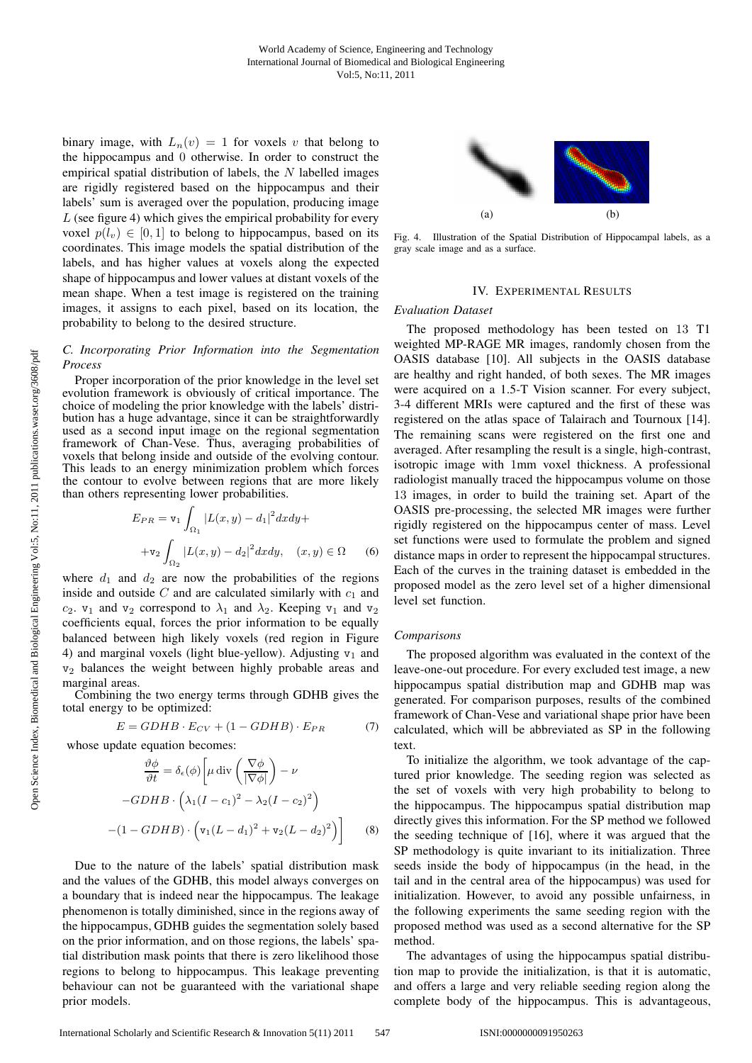binary image, with $L_n(v) = 1$ for voxels $v$ that belong to the hippocampus and 0 otherwise. In order to construct the empirical spatial distribution of labels, the $N$ labelled images are rigidly registered based on the hippocampus and their labels' sum is averaged over the population, producing image $L$ (see figure 4) which gives the empirical probability for every voxel $p(l_v) \in [0, 1]$ to belong to hippocampus, based on its coordinates. This image models the spatial distribution of the labels, and has higher values at voxels along the expected shape of hippocampus and lower values at distant voxels of the mean shape. When a test image is registered on the training images, it assigns to each pixel, based on its location, the probability to belong to the desired structure.

### *C. Incorporating Prior Information into the Segmentation Process*

Proper incorporation of the prior knowledge in the level set evolution framework is obviously of critical importance. The choice of modeling the prior knowledge with the labels' distribution has a huge advantage, since it can be straightforwardly used as a second input image on the regional segmentation framework of Chan-Vese. Thus, averaging probabilities of voxels that belong inside and outside of the evolving contour. This leads to an energy minimization problem which forces the contour to evolve between regions that are more likely than others representing lower probabilities.

$$E_{PR} = \mathtt{v}_1 \int_{\Omega_1} |L(x,y) - d_1|^2 dxdy + \\ + \mathtt{v}_2 \int_{\Omega_2} |L(x,y) - d_2|^2 dxdy, \quad (x,y) \in \Omega \qquad (6)$$

where $d_1$ and $d_2$ are now the probabilities of the regions inside and outside $C$ and are calculated similarly with $c_1$ and $c_2$. $\mathtt{v}_1$ and $\mathtt{v}_2$ correspond to $\lambda_1$ and $\lambda_2$. Keeping $\mathtt{v}_1$ and $\mathtt{v}_2$ coefficients equal, forces the prior information to be equally balanced between high likely voxels (red region in Figure 4) and marginal voxels (light blue-yellow). Adjusting $\mathtt{v}_1$ and $\mathtt{v}_2$ balances the weight between highly probable areas and marginal areas.

Combining the two energy terms through GDHB gives the total energy to be optimized:

$$E = GDHB \cdot E_{CV} + (1 - GDHB) \cdot E_{PR} \qquad (7)$$

whose update equation becomes:

$$\frac{\vartheta \phi}{\vartheta t} = \delta_\epsilon(\phi) \Bigg[ \mu \operatorname{div}\left(\frac{\nabla \phi}{|\nabla \phi|}\right) - \nu \\ - GDHB \cdot \left( \lambda_1 (I - c_1)^2 - \lambda_2 (I - c_2)^2 \right) \\ - (1 - GDHB) \cdot \left( \mathtt{v}_1 (L - d_1)^2 + \mathtt{v}_2 (L - d_2)^2 \right) \Bigg] \qquad (8)$$

Due to the nature of the labels' spatial distribution mask and the values of the GDHB, this model always converges on a boundary that is indeed near the hippocampus. The leakage phenomenon is totally diminished, since in the regions away of the hippocampus, GDHB guides the segmentation solely based on the prior information, and on those regions, the labels' spatial distribution mask points that there is zero likelihood those regions to belong to hippocampus. This leakage preventing behaviour can not be guaranteed with the variational shape prior models.

(a) (b)

Fig. 4. Illustration of the Spatial Distribution of Hippocampal labels, as a gray scale image and as a surface.

## IV. Experimental Results

### *Evaluation Dataset*

The proposed methodology has been tested on 13 T1 weighted MP-RAGE MR images, randomly chosen from the OASIS database [10]. All subjects in the OASIS database are healthy and right handed, of both sexes. The MR images were acquired on a 1.5-T Vision scanner. For every subject, 3-4 different MRIs were captured and the first of these was registered on the atlas space of Talairach and Tournoux [14]. The remaining scans were registered on the first one and averaged. After resampling the result is a single, high-contrast, isotropic image with 1mm voxel thickness. A professional radiologist manually traced the hippocampus volume on those 13 images, in order to build the training set. Apart of the OASIS pre-processing, the selected MR images were further rigidly registered on the hippocampus center of mass. Level set functions were used to formulate the problem and signed distance maps in order to represent the hippocampal structures. Each of the curves in the training dataset is embedded in the proposed model as the zero level set of a higher dimensional level set function.

### *Comparisons*

The proposed algorithm was evaluated in the context of the leave-one-out procedure. For every excluded test image, a new hippocampus spatial distribution map and GDHB map was generated. For comparison purposes, results of the combined framework of Chan-Vese and variational shape prior have been calculated, which will be abbreviated as SP in the following text.

To initialize the algorithm, we took advantage of the captured prior knowledge. The seeding region was selected as the set of voxels with very high probability to belong to the hippocampus. The hippocampus spatial distribution map directly gives this information. For the SP method we followed the seeding technique of [16], where it was argued that the SP methodology is quite invariant to its initialization. Three seeds inside the body of hippocampus (in the head, in the tail and in the central area of the hippocampus) was used for initialization. However, to avoid any possible unfairness, in the following experiments the same seeding region with the proposed method was used as a second alternative for the SP method.

The advantages of using the hippocampus spatial distribution map to provide the initialization, is that it is automatic, and offers a large and very reliable seeding region along the complete body of the hippocampus. This is advantageous,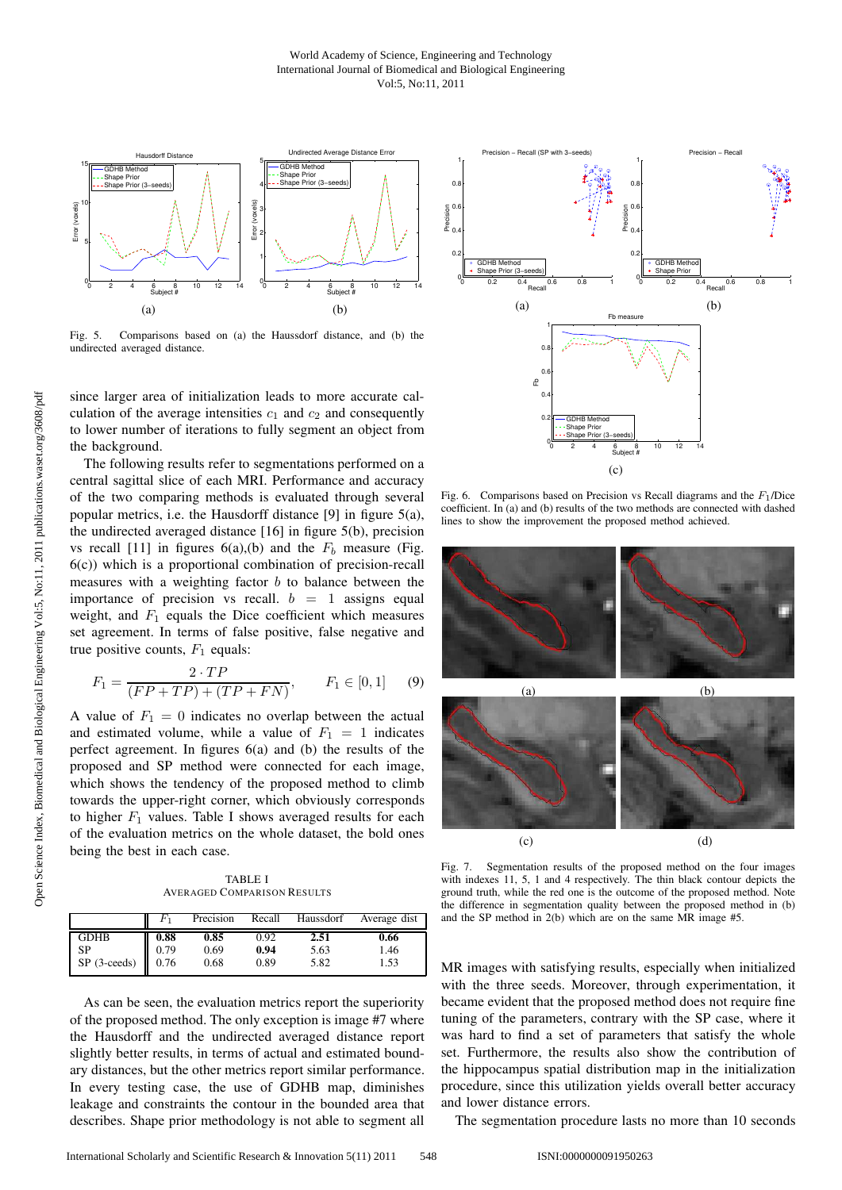Fig. 5. Comparisons based on (a) the Haussdorf distance, and (b) the undirected averaged distance.

since larger area of initialization leads to more accurate calculation of the average intensities $c_1$ and $c_2$ and consequently to lower number of iterations to fully segment an object from the background.

The following results refer to segmentations performed on a central sagittal slice of each MRI. Performance and accuracy of the two comparing methods is evaluated through several popular metrics, i.e. the Hausdorff distance [9] in figure 5(a), the undirected averaged distance [16] in figure 5(b), precision vs recall [11] in figures 6(a),(b) and the $F_b$ measure (Fig. 6(c)) which is a proportional combination of precision-recall measures with a weighting factor $b$ to balance between the importance of precision vs recall. $b = 1$ assigns equal weight, and $F_1$ equals the Dice coefficient which measures set agreement. In terms of false positive, false negative and true positive counts, $F_1$ equals:

$$F_1 = \frac{2 \cdot TP}{(FP + TP) + (TP + FN)}, \qquad F_1 \in [0, 1] \qquad (9)$$

A value of $F_1 = 0$ indicates no overlap between the actual and estimated volume, while a value of $F_1 = 1$ indicates perfect agreement. In figures 6(a) and (b) the results of the proposed and SP method were connected for each image, which shows the tendency of the proposed method to climb towards the upper-right corner, which obviously corresponds to higher $F_1$ values. Table I shows averaged results for each of the evaluation metrics on the whole dataset, the bold ones being the best in each case.

TABLE I
AVERAGED COMPARISON RESULTS

| | $F_1$ | Precision | Recall | Haussdorf | Average dist |
|---|---|---|---|---|---|
| GDHB | **0.88** | **0.85** | 0.92 | **2.51** | **0.66** |
| SP | 0.79 | 0.69 | **0.94** | 5.63 | 1.46 |
| SP (3-ceeds) | 0.76 | 0.68 | 0.89 | 5.82 | 1.53 |

As can be seen, the evaluation metrics report the superiority of the proposed method. The only exception is image #7 where the Hausdorff and the undirected averaged distance report slightly better results, in terms of actual and estimated boundary distances, but the other metrics report similar performance. In every testing case, the use of GDHB map, diminishes leakage and constraints the contour in the bounded area that describes. Shape prior methodology is not able to segment all MR images with satisfying results, especially when initialized with the three seeds. Moreover, through experimentation, it became evident that the proposed method does not require fine tuning of the parameters, contrary with the SP case, where it was hard to find a set of parameters that satisfy the whole set. Furthermore, the results also show the contribution of the hippocampus spatial distribution map in the initialization procedure, since this utilization yields overall better accuracy and lower distance errors.

The segmentation procedure lasts no more than 10 seconds

Fig. 6. Comparisons based on Precision vs Recall diagrams and the $F_1$/Dice coefficient. In (a) and (b) results of the two methods are connected with dashed lines to show the improvement the proposed method achieved.

Fig. 7. Segmentation results of the proposed method on the four images with indexes 11, 5, 1 and 4 respectively. The thin black contour depicts the ground truth, while the red one is the outcome of the proposed method. Note the difference in segmentation quality between the proposed method in (b) and the SP method in 2(b) which are on the same MR image #5.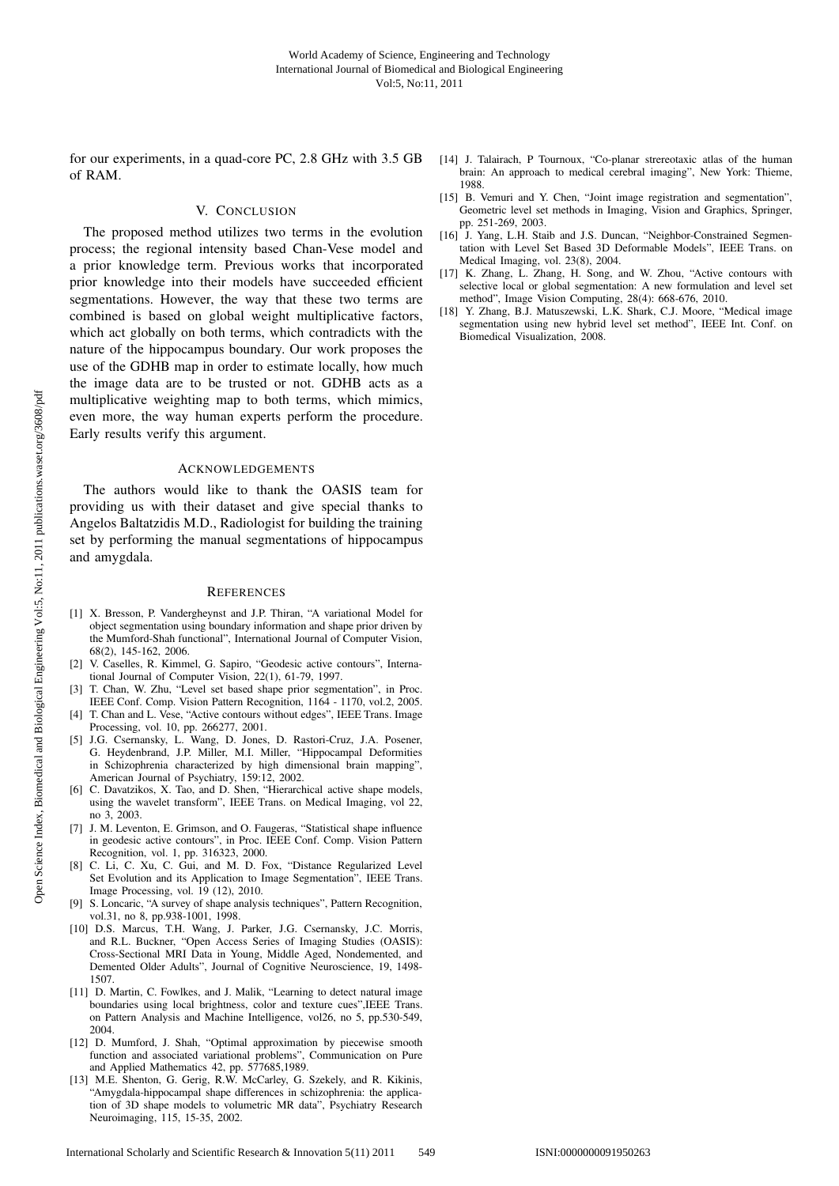for our experiments, in a quad-core PC, 2.8 GHz with 3.5 GB of RAM.

## V. Conclusion

The proposed method utilizes two terms in the evolution process; the regional intensity based Chan-Vese model and a prior knowledge term. Previous works that incorporated prior knowledge into their models have succeeded efficient segmentations. However, the way that these two terms are combined is based on global weight multiplicative factors, which act globally on both terms, which contradicts with the nature of the hippocampus boundary. Our work proposes the use of the GDHB map in order to estimate locally, how much the image data are to be trusted or not. GDHB acts as a multiplicative weighting map to both terms, which mimics, even more, the way human experts perform the procedure. Early results verify this argument.

## Acknowledgements

The authors would like to thank the OASIS team for providing us with their dataset and give special thanks to Angelos Baltatzidis M.D., Radiologist for building the training set by performing the manual segmentations of hippocampus and amygdala.

## References

[1] X. Bresson, P. Vandergheynst and J.P. Thiran, "A variational Model for object segmentation using boundary information and shape prior driven by the Mumford-Shah functional", International Journal of Computer Vision, 68(2), 145-162, 2006.

[2] V. Caselles, R. Kimmel, G. Sapiro, "Geodesic active contours", International Journal of Computer Vision, 22(1), 61-79, 1997.

[3] T. Chan, W. Zhu, "Level set based shape prior segmentation", in Proc. IEEE Conf. Comp. Vision Pattern Recognition, 1164 - 1170, vol.2, 2005.

[4] T. Chan and L. Vese, "Active contours without edges", IEEE Trans. Image Processing, vol. 10, pp. 266277, 2001.

[5] J.G. Csernansky, L. Wang, D. Jones, D. Rastori-Cruz, J.A. Posener, G. Heydenbrand, J.P. Miller, M.I. Miller, "Hippocampal Deformities in Schizophrenia characterized by high dimensional brain mapping", American Journal of Psychiatry, 159:12, 2002.

[6] C. Davatzikos, X. Tao, and D. Shen, "Hierarchical active shape models, using the wavelet transform", IEEE Trans. on Medical Imaging, vol 22, no 3, 2003.

[7] J. M. Leventon, E. Grimson, and O. Faugeras, "Statistical shape influence in geodesic active contours", in Proc. IEEE Conf. Comp. Vision Pattern Recognition, vol. 1, pp. 316323, 2000.

[8] C. Li, C. Xu, C. Gui, and M. D. Fox, "Distance Regularized Level Set Evolution and its Application to Image Segmentation", IEEE Trans. Image Processing, vol. 19 (12), 2010.

[9] S. Loncaric, "A survey of shape analysis techniques", Pattern Recognition, vol.31, no 8, pp.938-1001, 1998.

[10] D.S. Marcus, T.H. Wang, J. Parker, J.G. Csernansky, J.C. Morris, and R.L. Buckner, "Open Access Series of Imaging Studies (OASIS): Cross-Sectional MRI Data in Young, Middle Aged, Nondemented, and Demented Older Adults", Journal of Cognitive Neuroscience, 19, 1498-1507.

[11] D. Martin, C. Fowlkes, and J. Malik, "Learning to detect natural image boundaries using local brightness, color and texture cues",IEEE Trans. on Pattern Analysis and Machine Intelligence, vol26, no 5, pp.530-549, 2004.

[12] D. Mumford, J. Shah, "Optimal approximation by piecewise smooth function and associated variational problems", Communication on Pure and Applied Mathematics 42, pp. 577685,1989.

[13] M.E. Shenton, G. Gerig, R.W. McCarley, G. Szekely, and R. Kikinis, "Amygdala-hippocampal shape differences in schizophrenia: the application of 3D shape models to volumetric MR data", Psychiatry Research Neuroimaging, 115, 15-35, 2002.

[14] J. Talairach, P Tournoux, "Co-planar strereotaxic atlas of the human brain: An approach to medical cerebral imaging", New York: Thieme, 1988.

[15] B. Vemuri and Y. Chen, "Joint image registration and segmentation", Geometric level set methods in Imaging, Vision and Graphics, Springer, pp. 251-269, 2003.

[16] J. Yang, L.H. Staib and J.S. Duncan, "Neighbor-Constrained Segmentation with Level Set Based 3D Deformable Models", IEEE Trans. on Medical Imaging, vol. 23(8), 2004.

[17] K. Zhang, L. Zhang, H. Song, and W. Zhou, "Active contours with selective local or global segmentation: A new formulation and level set method", Image Vision Computing, 28(4): 668-676, 2010.

[18] Y. Zhang, B.J. Matuszewski, L.K. Shark, C.J. Moore, "Medical image segmentation using new hybrid level set method", IEEE Int. Conf. on Biomedical Visualization, 2008.